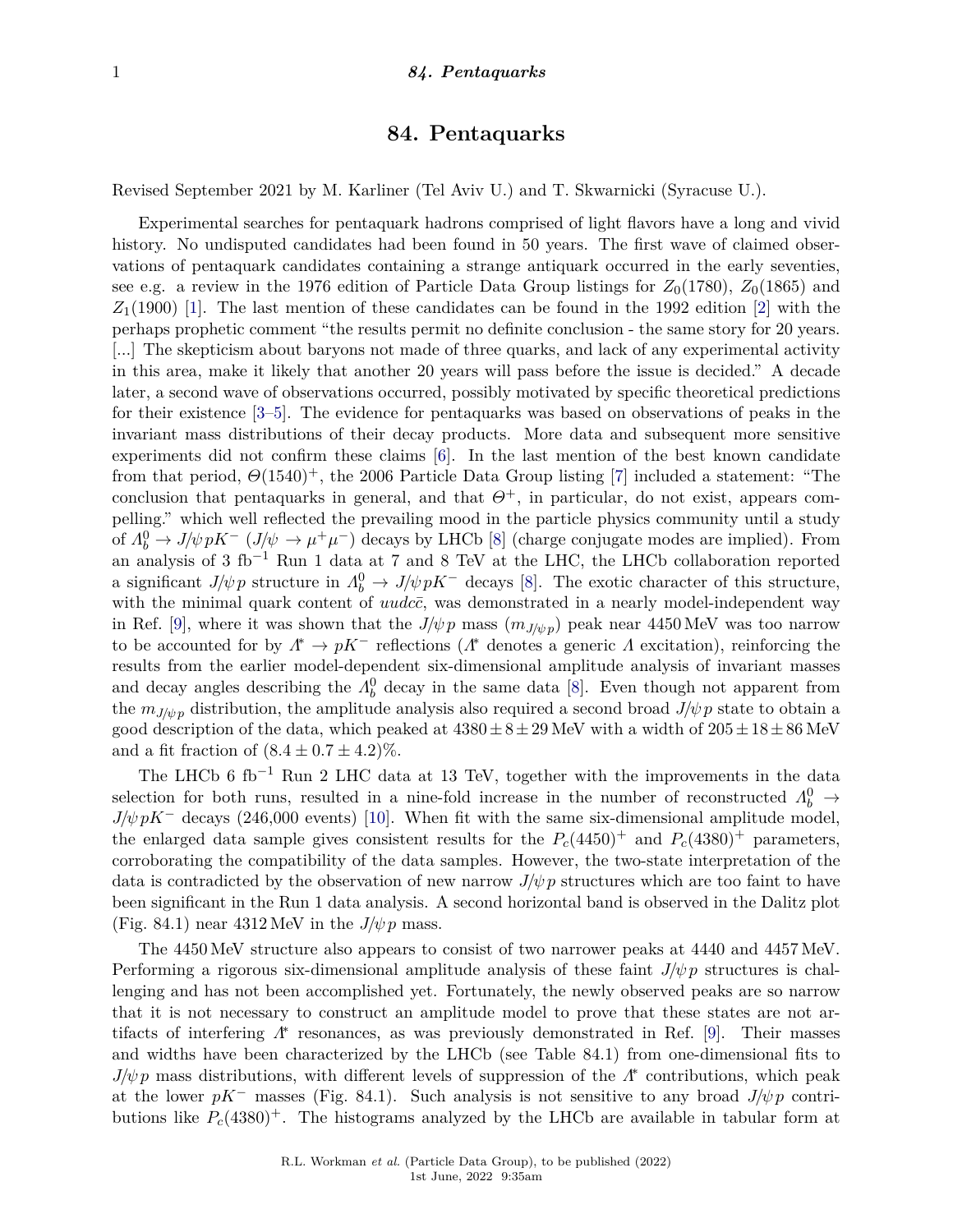# 84. Pentaquarks

Revised September 2021 by M. Karliner (Tel Aviv U.) and T. Skwarnicki (Syracuse U.).

Experimental searches for pentaquark hadrons comprised of light flavors have a long and vivid history. No undisputed candidates had been found in 50 years. The first wave of claimed observations of pentaquark candidates containing a strange antiquark occurred in the early seventies, see e.g. a review in the 1976 edition of Particle Data Group listings for $Z_0(1780)$, $Z_0(1865)$ and $Z_1(1900)$ [1]. The last mention of these candidates can be found in the 1992 edition [2] with the perhaps prophetic comment "the results permit no definite conclusion - the same story for 20 years. [...] The skepticism about baryons not made of three quarks, and lack of any experimental activity in this area, make it likely that another 20 years will pass before the issue is decided." A decade later, a second wave of observations occurred, possibly motivated by specific theoretical predictions for their existence [3–5]. The evidence for pentaquarks was based on observations of peaks in the invariant mass distributions of their decay products. More data and subsequent more sensitive experiments did not confirm these claims [6]. In the last mention of the best known candidate from that period, $\Theta(1540)^+$, the 2006 Particle Data Group listing [7] included a statement: "The conclusion that pentaquarks in general, and that $\Theta^+$, in particular, do not exist, appears compelling." which well reflected the prevailing mood in the particle physics community until a study of $\Lambda_b^0 \to J/\psi p K^-$ ($J/\psi \to \mu^+\mu^-$) decays by LHCb [8] (charge conjugate modes are implied). From an analysis of 3 fb$^{-1}$ Run 1 data at 7 and 8 TeV at the LHC, the LHCb collaboration reported a significant $J/\psi p$ structure in $\Lambda_b^0 \to J/\psi p K^-$ decays [8]. The exotic character of this structure, with the minimal quark content of $uudc\bar{c}$, was demonstrated in a nearly model-independent way in Ref. [9], where it was shown that the $J/\psi p$ mass ($m_{J/\psi p}$) peak near 4450 MeV was too narrow to be accounted for by $\Lambda^* \to pK^-$ reflections ($\Lambda^*$ denotes a generic $\Lambda$ excitation), reinforcing the results from the earlier model-dependent six-dimensional amplitude analysis of invariant masses and decay angles describing the $\Lambda_b^0$ decay in the same data [8]. Even though not apparent from the $m_{J/\psi p}$ distribution, the amplitude analysis also required a second broad $J/\psi p$ state to obtain a good description of the data, which peaked at $4380 \pm 8 \pm 29$ MeV with a width of $205 \pm 18 \pm 86$ MeV and a fit fraction of $(8.4 \pm 0.7 \pm 4.2)\%$.

The LHCb 6 fb$^{-1}$ Run 2 LHC data at 13 TeV, together with the improvements in the data selection for both runs, resulted in a nine-fold increase in the number of reconstructed $\Lambda_b^0 \to J/\psi p K^-$ decays (246,000 events) [10]. When fit with the same six-dimensional amplitude model, the enlarged data sample gives consistent results for the $P_c(4450)^+$ and $P_c(4380)^+$ parameters, corroborating the compatibility of the data samples. However, the two-state interpretation of the data is contradicted by the observation of new narrow $J/\psi p$ structures which are too faint to have been significant in the Run 1 data analysis. A second horizontal band is observed in the Dalitz plot (Fig. 84.1) near 4312 MeV in the $J/\psi p$ mass.

The 4450 MeV structure also appears to consist of two narrower peaks at 4440 and 4457 MeV. Performing a rigorous six-dimensional amplitude analysis of these faint $J/\psi p$ structures is challenging and has not been accomplished yet. Fortunately, the newly observed peaks are so narrow that it is not necessary to construct an amplitude model to prove that these states are not artifacts of interfering $\Lambda^*$ resonances, as was previously demonstrated in Ref. [9]. Their masses and widths have been characterized by the LHCb (see Table 84.1) from one-dimensional fits to $J/\psi p$ mass distributions, with different levels of suppression of the $\Lambda^*$ contributions, which peak at the lower $pK^-$ masses (Fig. 84.1). Such analysis is not sensitive to any broad $J/\psi p$ contributions like $P_c(4380)^+$. The histograms analyzed by the LHCb are available in tabular form at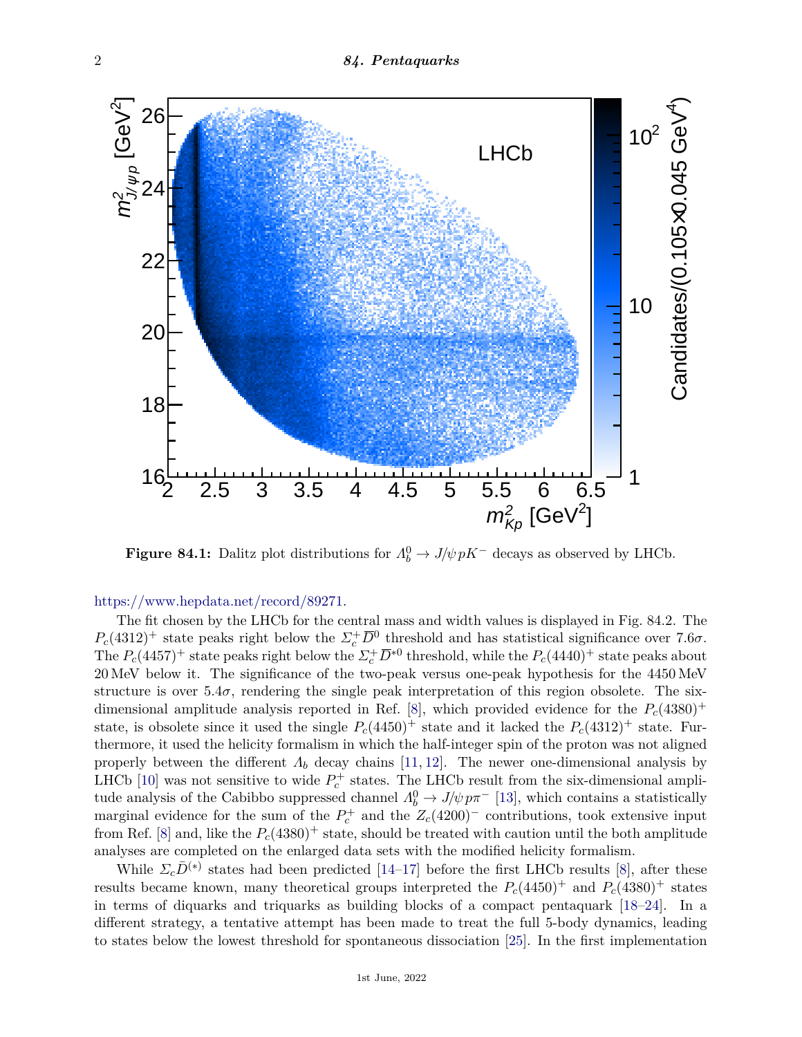**Figure 84.1:** Dalitz plot distributions for $\Lambda_b^0 \to J/\psi p K^-$ decays as observed by LHCb.

https://www.hepdata.net/record/89271.

The fit chosen by the LHCb for the central mass and width values is displayed in Fig. 84.2. The $P_c(4312)^+$ state peaks right below the $\Sigma_c^+ \overline{D}^0$ threshold and has statistical significance over $7.6\sigma$. The $P_c(4457)^+$ state peaks right below the $\Sigma_c^+ \overline{D}^{*0}$ threshold, while the $P_c(4440)^+$ state peaks about 20 MeV below it. The significance of the two-peak versus one-peak hypothesis for the 4450 MeV structure is over $5.4\sigma$, rendering the single peak interpretation of this region obsolete. The six-dimensional amplitude analysis reported in Ref. [8], which provided evidence for the $P_c(4380)^+$ state, is obsolete since it used the single $P_c(4450)^+$ state and it lacked the $P_c(4312)^+$ state. Furthermore, it used the helicity formalism in which the half-integer spin of the proton was not aligned properly between the different $\Lambda_b$ decay chains [11, 12]. The newer one-dimensional analysis by LHCb [10] was not sensitive to wide $P_c^+$ states. The LHCb result from the six-dimensional amplitude analysis of the Cabibbo suppressed channel $\Lambda_b^0 \to J/\psi p \pi^-$ [13], which contains a statistically marginal evidence for the sum of the $P_c^+$ and the $Z_c(4200)^-$ contributions, took extensive input from Ref. [8] and, like the $P_c(4380)^+$ state, should be treated with caution until the both amplitude analyses are completed on the enlarged data sets with the modified helicity formalism.

While $\Sigma_c \bar{D}^{(*)}$ states had been predicted [14–17] before the first LHCb results [8], after these results became known, many theoretical groups interpreted the $P_c(4450)^+$ and $P_c(4380)^+$ states in terms of diquarks and triquarks as building blocks of a compact pentaquark [18–24]. In a different strategy, a tentative attempt has been made to treat the full 5-body dynamics, leading to states below the lowest threshold for spontaneous dissociation [25]. In the first implementation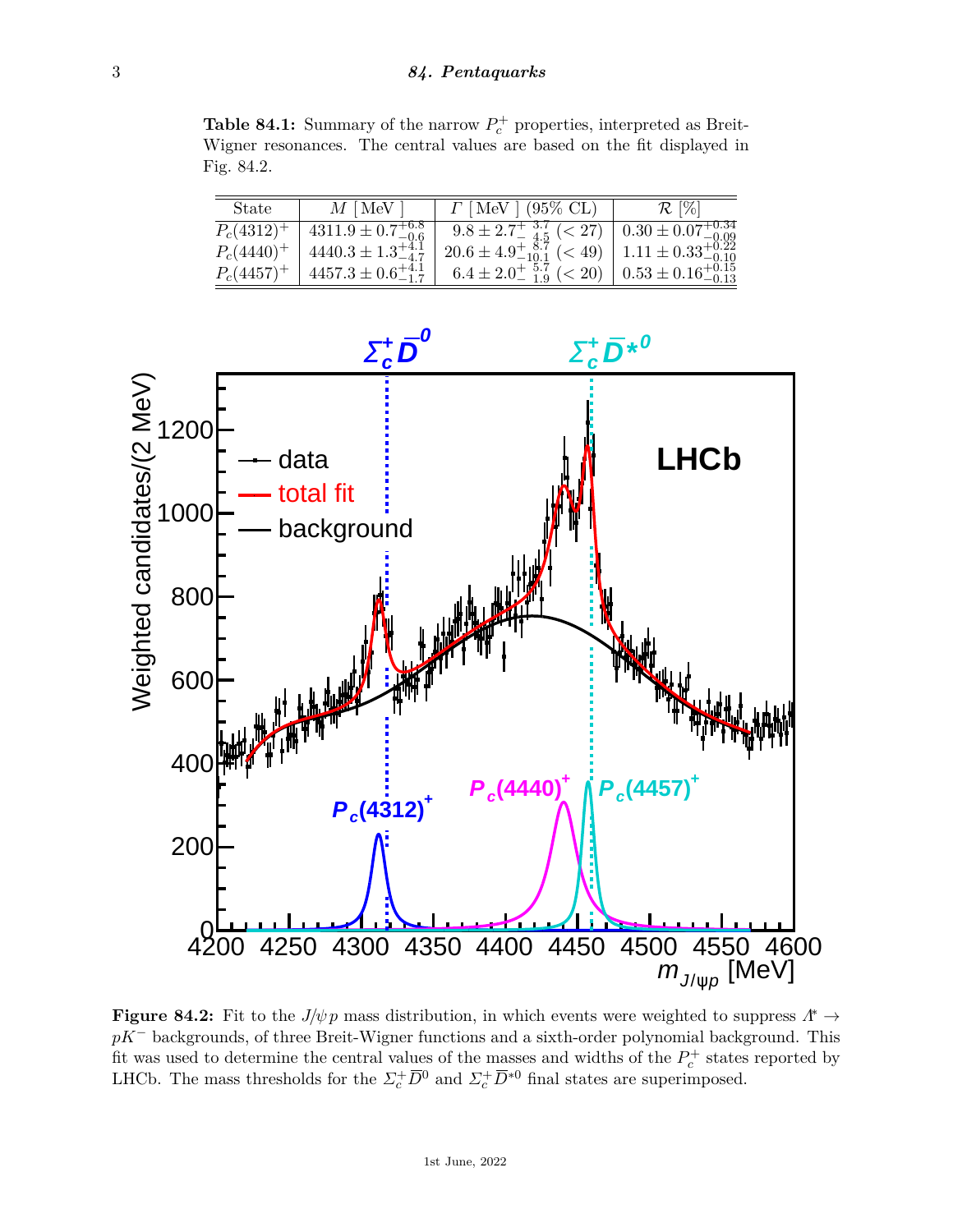**Table 84.1:** Summary of the narrow $P_c^+$ properties, interpreted as Breit-Wigner resonances. The central values are based on the fit displayed in Fig. 84.2.

| State | $M$ [ MeV ] | $\Gamma$ [ MeV ] (95% CL) | $\mathcal{R}$ [%] |
|---|---|---|---|
| $P_c(4312)^+$ | $4311.9 \pm 0.7^{+6.8}_{-0.6}$ | $9.8 \pm 2.7^{+\ 3.7}_{-\ 4.5}$ ($< 27$) | $0.30 \pm 0.07^{+0.34}_{-0.09}$ |
| $P_c(4440)^+$ | $4440.3 \pm 1.3^{+4.1}_{-4.7}$ | $20.6 \pm 4.9^{+\ 8.7}_{-10.1}$ ($< 49$) | $1.11 \pm 0.33^{+0.22}_{-0.10}$ |
| $P_c(4457)^+$ | $4457.3 \pm 0.6^{+4.1}_{-1.7}$ | $6.4 \pm 2.0^{+\ 5.7}_{-\ 1.9}$ ($< 20$) | $0.53 \pm 0.16^{+0.15}_{-0.13}$ |

**Figure 84.2:** Fit to the $J/\psi\, p$ mass distribution, in which events were weighted to suppress $\Lambda^* \to pK^-$ backgrounds, of three Breit-Wigner functions and a sixth-order polynomial background. This fit was used to determine the central values of the masses and widths of the $P_c^+$ states reported by LHCb. The mass thresholds for the $\Sigma_c^+\overline{D}^0$ and $\Sigma_c^+\overline{D}^{*0}$ final states are superimposed.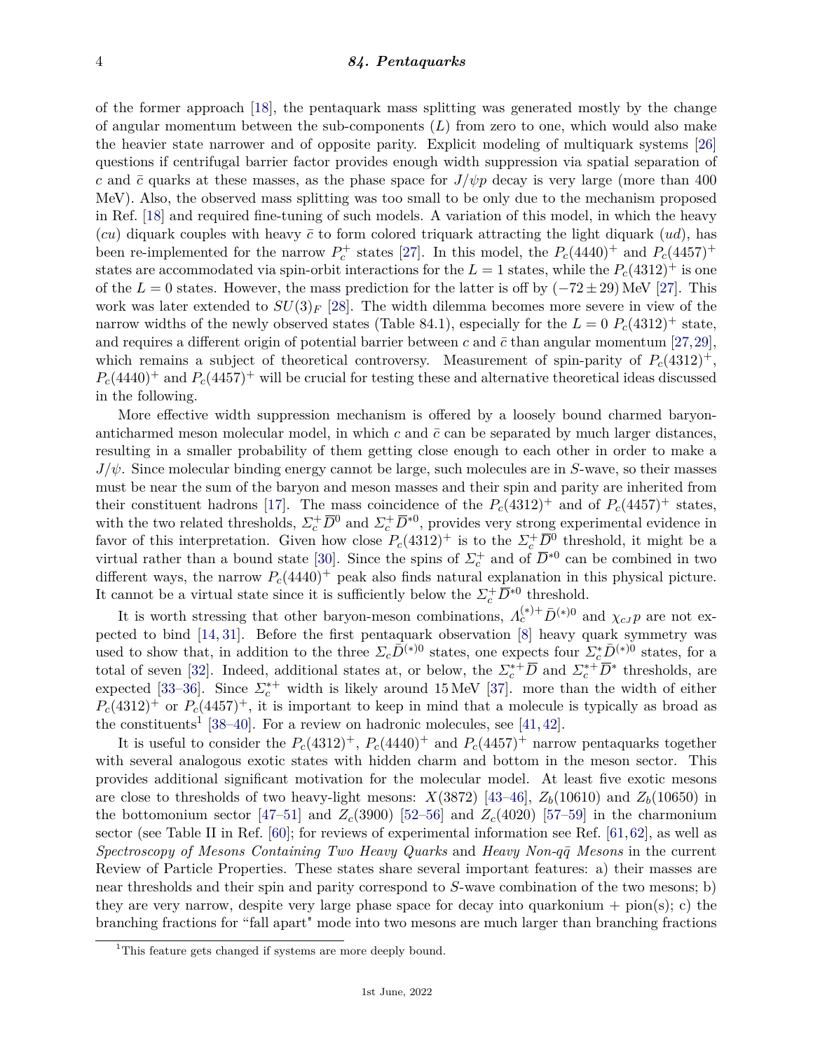of the former approach [18], the pentaquark mass splitting was generated mostly by the change of angular momentum between the sub-components ($L$) from zero to one, which would also make the heavier state narrower and of opposite parity. Explicit modeling of multiquark systems [26] questions if centrifugal barrier factor provides enough width suppression via spatial separation of $c$ and $\bar{c}$ quarks at these masses, as the phase space for $J/\psi p$ decay is very large (more than 400 MeV). Also, the observed mass splitting was too small to be only due to the mechanism proposed in Ref. [18] and required fine-tuning of such models. A variation of this model, in which the heavy ($cu$) diquark couples with heavy $\bar{c}$ to form colored triquark attracting the light diquark ($ud$), has been re-implemented for the narrow $P_c^+$ states [27]. In this model, the $P_c(4440)^+$ and $P_c(4457)^+$ states are accommodated via spin-orbit interactions for the $L = 1$ states, while the $P_c(4312)^+$ is one of the $L = 0$ states. However, the mass prediction for the latter is off by $(-72 \pm 29)$ MeV [27]. This work was later extended to $SU(3)_F$ [28]. The width dilemma becomes more severe in view of the narrow widths of the newly observed states (Table 84.1), especially for the $L = 0$ $P_c(4312)^+$ state, and requires a different origin of potential barrier between $c$ and $\bar{c}$ than angular momentum [27,29], which remains a subject of theoretical controversy. Measurement of spin-parity of $P_c(4312)^+$, $P_c(4440)^+$ and $P_c(4457)^+$ will be crucial for testing these and alternative theoretical ideas discussed in the following.

More effective width suppression mechanism is offered by a loosely bound charmed baryon-anticharmed meson molecular model, in which $c$ and $\bar{c}$ can be separated by much larger distances, resulting in a smaller probability of them getting close enough to each other in order to make a $J/\psi$. Since molecular binding energy cannot be large, such molecules are in $S$-wave, so their masses must be near the sum of the baryon and meson masses and their spin and parity are inherited from their constituent hadrons [17]. The mass coincidence of the $P_c(4312)^+$ and of $P_c(4457)^+$ states, with the two related thresholds, $\Sigma_c^+ \overline{D}^0$ and $\Sigma_c^+ \overline{D}^{*0}$, provides very strong experimental evidence in favor of this interpretation. Given how close $P_c(4312)^+$ is to the $\Sigma_c^+ \overline{D}^0$ threshold, it might be a virtual rather than a bound state [30]. Since the spins of $\Sigma_c^+$ and of $\overline{D}^{*0}$ can be combined in two different ways, the narrow $P_c(4440)^+$ peak also finds natural explanation in this physical picture. It cannot be a virtual state since it is sufficiently below the $\Sigma_c^+ \overline{D}^{*0}$ threshold.

It is worth stressing that other baryon-meson combinations, $\Lambda_c^{(*)+} \bar{D}^{(*)0}$ and $\chi_{cJ} p$ are not expected to bind [14, 31]. Before the first pentaquark observation [8] heavy quark symmetry was used to show that, in addition to the three $\Sigma_c \bar{D}^{(*)0}$ states, one expects four $\Sigma_c^* \bar{D}^{(*)0}$ states, for a total of seven [32]. Indeed, additional states at, or below, the $\Sigma_c^{*+} \overline{D}$ and $\Sigma_c^{*+} \overline{D}^*$ thresholds, are expected [33–36]. Since $\Sigma_c^{*+}$ width is likely around 15 MeV [37]. more than the width of either $P_c(4312)^+$ or $P_c(4457)^+$, it is important to keep in mind that a molecule is typically as broad as the constituents[1] [38–40]. For a review on hadronic molecules, see [41, 42].

It is useful to consider the $P_c(4312)^+$, $P_c(4440)^+$ and $P_c(4457)^+$ narrow pentaquarks together with several analogous exotic states with hidden charm and bottom in the meson sector. This provides additional significant motivation for the molecular model. At least five exotic mesons are close to thresholds of two heavy-light mesons: $X(3872)$ [43–46], $Z_b(10610)$ and $Z_b(10650)$ in the bottomonium sector [47–51] and $Z_c(3900)$ [52–56] and $Z_c(4020)$ [57–59] in the charmonium sector (see Table II in Ref. [60]; for reviews of experimental information see Ref. [61, 62], as well as *Spectroscopy of Mesons Containing Two Heavy Quarks* and *Heavy Non-$q\bar{q}$ Mesons* in the current Review of Particle Properties. These states share several important features: a) their masses are near thresholds and their spin and parity correspond to $S$-wave combination of the two mesons; b) they are very narrow, despite very large phase space for decay into quarkonium + pion(s); c) the branching fractions for "fall apart" mode into two mesons are much larger than branching fractions

[1] This feature gets changed if systems are more deeply bound.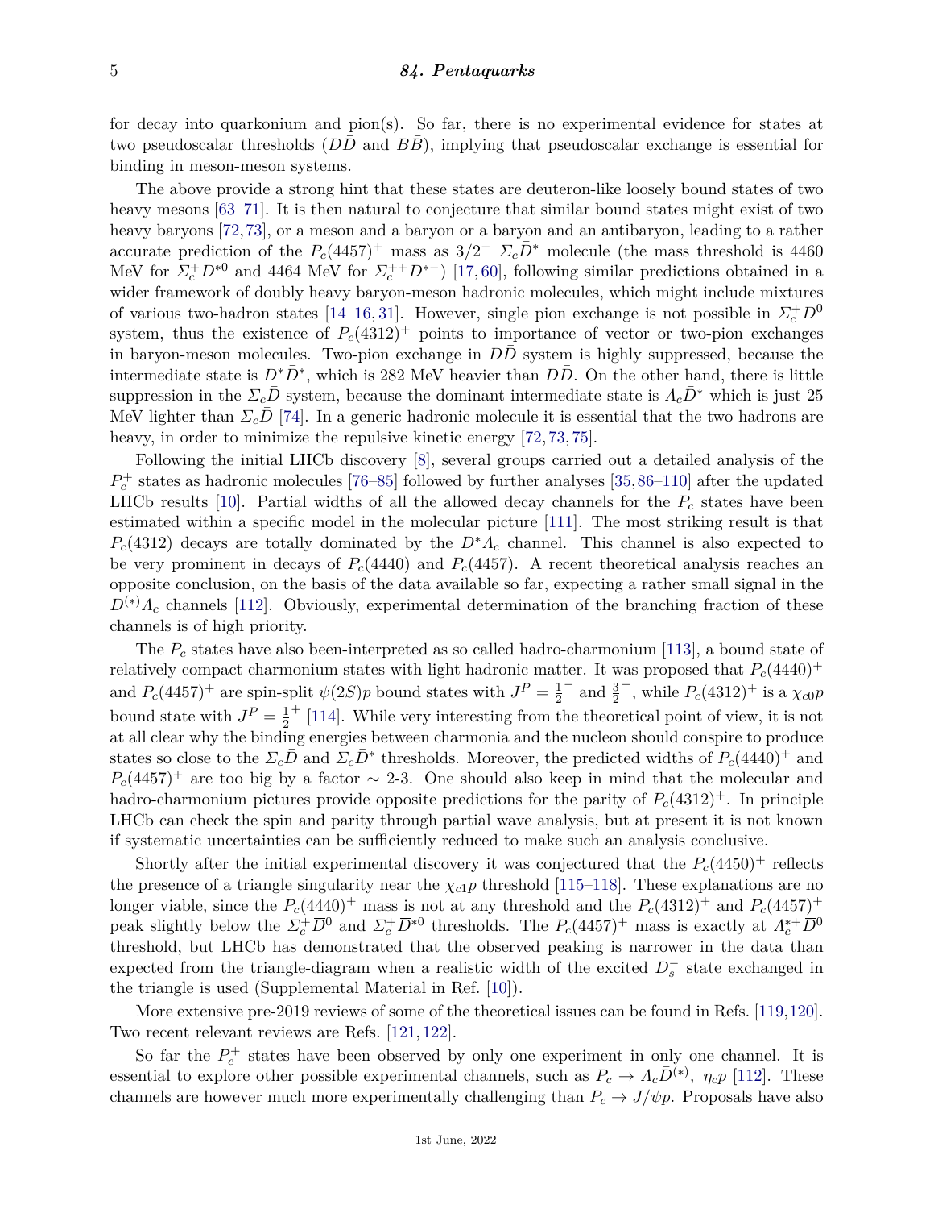for decay into quarkonium and pion(s). So far, there is no experimental evidence for states at two pseudoscalar thresholds ($D\bar{D}$ and $B\bar{B}$), implying that pseudoscalar exchange is essential for binding in meson-meson systems.

The above provide a strong hint that these states are deuteron-like loosely bound states of two heavy mesons [63–71]. It is then natural to conjecture that similar bound states might exist of two heavy baryons [72, 73], or a meson and a baryon or a baryon and an antibaryon, leading to a rather accurate prediction of the $P_c(4457)^+$ mass as $3/2^-$ $\Sigma_c\bar{D}^*$ molecule (the mass threshold is 4460 MeV for $\Sigma_c^+ D^{*0}$ and 4464 MeV for $\Sigma_c^{++} D^{*-}$) [17, 60], following similar predictions obtained in a wider framework of doubly heavy baryon-meson hadronic molecules, which might include mixtures of various two-hadron states [14–16, 31]. However, single pion exchange is not possible in $\Sigma_c^+\bar{D}^0$ system, thus the existence of $P_c(4312)^+$ points to importance of vector or two-pion exchanges in baryon-meson molecules. Two-pion exchange in $D\bar{D}$ system is highly suppressed, because the intermediate state is $D^*\bar{D}^*$, which is 282 MeV heavier than $D\bar{D}$. On the other hand, there is little suppression in the $\Sigma_c\bar{D}$ system, because the dominant intermediate state is $\Lambda_c\bar{D}^*$ which is just 25 MeV lighter than $\Sigma_c\bar{D}$ [74]. In a generic hadronic molecule it is essential that the two hadrons are heavy, in order to minimize the repulsive kinetic energy [72, 73, 75].

Following the initial LHCb discovery [8], several groups carried out a detailed analysis of the $P_c^+$ states as hadronic molecules [76–85] followed by further analyses [35, 86–110] after the updated LHCb results [10]. Partial widths of all the allowed decay channels for the $P_c$ states have been estimated within a specific model in the molecular picture [111]. The most striking result is that $P_c(4312)$ decays are totally dominated by the $\bar{D}^*\Lambda_c$ channel. This channel is also expected to be very prominent in decays of $P_c(4440)$ and $P_c(4457)$. A recent theoretical analysis reaches an opposite conclusion, on the basis of the data available so far, expecting a rather small signal in the $\bar{D}^{(*)}\Lambda_c$ channels [112]. Obviously, experimental determination of the branching fraction of these channels is of high priority.

The $P_c$ states have also been-interpreted as so called hadro-charmonium [113], a bound state of relatively compact charmonium states with light hadronic matter. It was proposed that $P_c(4440)^+$ and $P_c(4457)^+$ are spin-split $\psi(2S)p$ bound states with $J^P = \frac{1}{2}^-$ and $\frac{3}{2}^-$, while $P_c(4312)^+$ is a $\chi_{c0}p$ bound state with $J^P = \frac{1}{2}^+$ [114]. While very interesting from the theoretical point of view, it is not at all clear why the binding energies between charmonia and the nucleon should conspire to produce states so close to the $\Sigma_c\bar{D}$ and $\Sigma_c\bar{D}^*$ thresholds. Moreover, the predicted widths of $P_c(4440)^+$ and $P_c(4457)^+$ are too big by a factor $\sim$ 2-3. One should also keep in mind that the molecular and hadro-charmonium pictures provide opposite predictions for the parity of $P_c(4312)^+$. In principle LHCb can check the spin and parity through partial wave analysis, but at present it is not known if systematic uncertainties can be sufficiently reduced to make such an analysis conclusive.

Shortly after the initial experimental discovery it was conjectured that the $P_c(4450)^+$ reflects the presence of a triangle singularity near the $\chi_{c1}p$ threshold [115–118]. These explanations are no longer viable, since the $P_c(4440)^+$ mass is not at any threshold and the $P_c(4312)^+$ and $P_c(4457)^+$ peak slightly below the $\Sigma_c^+\overline{D}^0$ and $\Sigma_c^+\overline{D}^{*0}$ thresholds. The $P_c(4457)^+$ mass is exactly at $\Lambda_c^{*+}\overline{D}^0$ threshold, but LHCb has demonstrated that the observed peaking is narrower in the data than expected from the triangle-diagram when a realistic width of the excited $D_s^-$ state exchanged in the triangle is used (Supplemental Material in Ref. [10]).

More extensive pre-2019 reviews of some of the theoretical issues can be found in Refs. [119,120]. Two recent relevant reviews are Refs. [121, 122].

So far the $P_c^+$ states have been observed by only one experiment in only one channel. It is essential to explore other possible experimental channels, such as $P_c \to \Lambda_c\bar{D}^{(*)}$, $\eta_c p$ [112]. These channels are however much more experimentally challenging than $P_c \to J/\psi p$. Proposals have also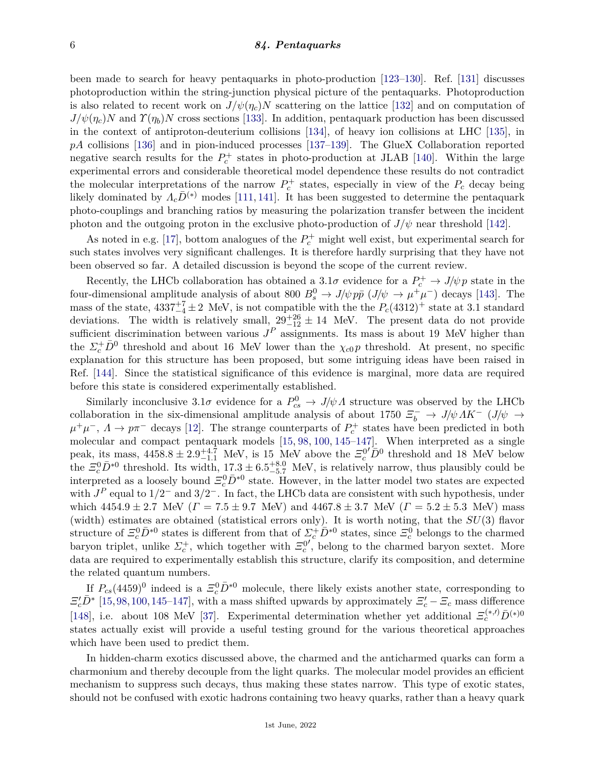been made to search for heavy pentaquarks in photo-production [123–130]. Ref. [131] discusses photoproduction within the string-junction physical picture of the pentaquarks. Photoproduction is also related to recent work on $J/\psi(\eta_c)N$ scattering on the lattice [132] and on computation of $J/\psi(\eta_c)N$ and $\Upsilon(\eta_b)N$ cross sections [133]. In addition, pentaquark production has been discussed in the context of antiproton-deuterium collisions [134], of heavy ion collisions at LHC [135], in $pA$ collisions [136] and in pion-induced processes [137–139]. The GlueX Collaboration reported negative search results for the $P_c^+$ states in photo-production at JLAB [140]. Within the large experimental errors and considerable theoretical model dependence these results do not contradict the molecular interpretations of the narrow $P_c^+$ states, especially in view of the $P_c$ decay being likely dominated by $\Lambda_c \bar{D}^{(*)}$ modes [111, 141]. It has been suggested to determine the pentaquark photo-couplings and branching ratios by measuring the polarization transfer between the incident photon and the outgoing proton in the exclusive photo-production of $J/\psi$ near threshold [142].

As noted in e.g. [17], bottom analogues of the $P_c^+$ might well exist, but experimental search for such states involves very significant challenges. It is therefore hardly surprising that they have not been observed so far. A detailed discussion is beyond the scope of the current review.

Recently, the LHCb collaboration has obtained a $3.1\sigma$ evidence for a $P_c^+ \to J/\psi p$ state in the four-dimensional amplitude analysis of about 800 $B_s^0 \to J/\psi p\bar{p}$ ($J/\psi \to \mu^+\mu^-$) decays [143]. The mass of the state, $4337^{+7}_{-4} \pm 2$ MeV, is not compatible with the the $P_c(4312)^+$ state at 3.1 standard deviations. The width is relatively small, $29^{+26}_{-12} \pm 14$ MeV. The present data do not provide sufficient discrimination between various $J^P$ assignments. Its mass is about 19 MeV higher than the $\Sigma_c^+ \bar{D}^0$ threshold and about 16 MeV lower than the $\chi_{c0} p$ threshold. At present, no specific explanation for this structure has been proposed, but some intriguing ideas have been raised in Ref. [144]. Since the statistical significance of this evidence is marginal, more data are required before this state is considered experimentally established.

Similarly inconclusive $3.1\sigma$ evidence for a $P_{cs}^0 \to J/\psi \Lambda$ structure was observed by the LHCb collaboration in the six-dimensional amplitude analysis of about 1750 $\Xi_b^- \to J/\psi \Lambda K^-$ ($J/\psi \to \mu^+\mu^-$, $\Lambda \to p\pi^-$ decays [12]. The strange counterparts of $P_c^+$ states have been predicted in both molecular and compact pentaquark models [15, 98, 100, 145–147]. When interpreted as a single peak, its mass, $4458.8 \pm 2.9^{+4.7}_{-1.1}$ MeV, is 15 MeV above the $\Xi_c^{0\prime} \bar{D}^0$ threshold and 18 MeV below the $\Xi_c^0 \bar{D}^{*0}$ threshold. Its width, $17.3 \pm 6.5^{+8.0}_{-5.7}$ MeV, is relatively narrow, thus plausibly could be interpreted as a loosely bound $\Xi_c^0 \bar{D}^{*0}$ state. However, in the latter model two states are expected with $J^P$ equal to $1/2^-$ and $3/2^-$. In fact, the LHCb data are consistent with such hypothesis, under which $4454.9 \pm 2.7$ MeV ($\Gamma = 7.5 \pm 9.7$ MeV) and $4467.8 \pm 3.7$ MeV ($\Gamma = 5.2 \pm 5.3$ MeV) mass (width) estimates are obtained (statistical errors only). It is worth noting, that the $SU(3)$ flavor structure of $\Xi_c^0 \bar{D}^{*0}$ states is different from that of $\Sigma_c^+ \bar{D}^{*0}$ states, since $\Xi_c^0$ belongs to the charmed baryon triplet, unlike $\Sigma_c^+$, which together with $\Xi_c^{0\prime}$, belong to the charmed baryon sextet. More data are required to experimentally establish this structure, clarify its composition, and determine the related quantum numbers.

If $P_{cs}(4459)^0$ indeed is a $\Xi_c^0 \bar{D}^{*0}$ molecule, there likely exists another state, corresponding to $\Xi_c' \bar{D}^*$ [15, 98, 100, 145–147], with a mass shifted upwards by approximately $\Xi_c' - \Xi_c$ mass difference [148], i.e. about 108 MeV [37]. Experimental determination whether yet additional $\Xi_c^{(*,\prime)} \bar{D}^{(*)0}$ states actually exist will provide a useful testing ground for the various theoretical approaches which have been used to predict them.

In hidden-charm exotics discussed above, the charmed and the anticharmed quarks can form a charmonium and thereby decouple from the light quarks. The molecular model provides an efficient mechanism to suppress such decays, thus making these states narrow. This type of exotic states, should not be confused with exotic hadrons containing two heavy quarks, rather than a heavy quark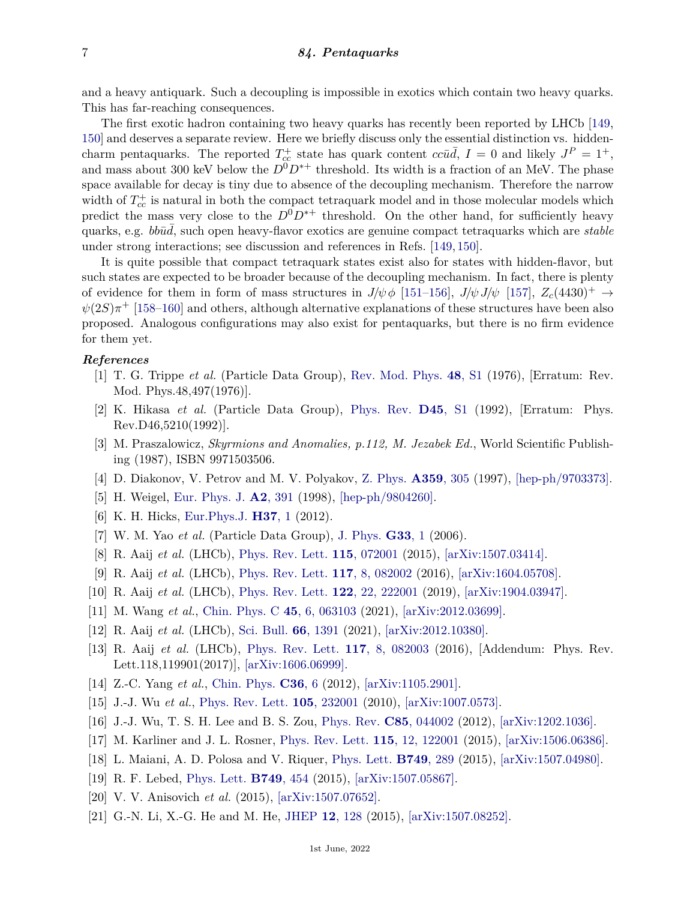and a heavy antiquark. Such a decoupling is impossible in exotics which contain two heavy quarks. This has far-reaching consequences.

The first exotic hadron containing two heavy quarks has recently been reported by LHCb [149, 150] and deserves a separate review. Here we briefly discuss only the essential distinction vs. hidden-charm pentaquarks. The reported $T_{cc}^+$ state has quark content $cc\bar{u}\bar{d}$, $I = 0$ and likely $J^P = 1^+$, and mass about 300 keV below the $D^0D^{*+}$ threshold. Its width is a fraction of an MeV. The phase space available for decay is tiny due to absence of the decoupling mechanism. Therefore the narrow width of $T_{cc}^+$ is natural in both the compact tetraquark model and in those molecular models which predict the mass very close to the $D^0D^{*+}$ threshold. On the other hand, for sufficiently heavy quarks, e.g. $bb\bar{u}\bar{d}$, such open heavy-flavor exotics are genuine compact tetraquarks which are *stable* under strong interactions; see discussion and references in Refs. [149, 150].

It is quite possible that compact tetraquark states exist also for states with hidden-flavor, but such states are expected to be broader because of the decoupling mechanism. In fact, there is plenty of evidence for them in form of mass structures in $J/\psi\,\phi$ [151–156], $J/\psi\,J/\psi$ [157], $Z_c(4430)^+ \to \psi(2S)\pi^+$ [158–160] and others, although alternative explanations of these structures have been also proposed. Analogous configurations may also exist for pentaquarks, but there is no firm evidence for them yet.

***References***

[1] T. G. Trippe *et al.* (Particle Data Group), Rev. Mod. Phys. **48**, S1 (1976), [Erratum: Rev. Mod. Phys.48,497(1976)].

[2] K. Hikasa *et al.* (Particle Data Group), Phys. Rev. **D45**, S1 (1992), [Erratum: Phys. Rev.D46,5210(1992)].

[3] M. Praszalowicz, *Skyrmions and Anomalies, p.112, M. Jezabek Ed.*, World Scientific Publishing (1987), ISBN 9971503506.

[4] D. Diakonov, V. Petrov and M. V. Polyakov, Z. Phys. **A359**, 305 (1997), [hep-ph/9703373].

[5] H. Weigel, Eur. Phys. J. **A2**, 391 (1998), [hep-ph/9804260].

[6] K. H. Hicks, Eur.Phys.J. **H37**, 1 (2012).

[7] W. M. Yao *et al.* (Particle Data Group), J. Phys. **G33**, 1 (2006).

[8] R. Aaij *et al.* (LHCb), Phys. Rev. Lett. **115**, 072001 (2015), [arXiv:1507.03414].

[9] R. Aaij *et al.* (LHCb), Phys. Rev. Lett. **117**, 8, 082002 (2016), [arXiv:1604.05708].

[10] R. Aaij *et al.* (LHCb), Phys. Rev. Lett. **122**, 22, 222001 (2019), [arXiv:1904.03947].

[11] M. Wang *et al.*, Chin. Phys. C **45**, 6, 063103 (2021), [arXiv:2012.03699].

[12] R. Aaij *et al.* (LHCb), Sci. Bull. **66**, 1391 (2021), [arXiv:2012.10380].

[13] R. Aaij *et al.* (LHCb), Phys. Rev. Lett. **117**, 8, 082003 (2016), [Addendum: Phys. Rev. Lett.118,119901(2017)], [arXiv:1606.06999].

[14] Z.-C. Yang *et al.*, Chin. Phys. **C36**, 6 (2012), [arXiv:1105.2901].

[15] J.-J. Wu *et al.*, Phys. Rev. Lett. **105**, 232001 (2010), [arXiv:1007.0573].

[16] J.-J. Wu, T. S. H. Lee and B. S. Zou, Phys. Rev. **C85**, 044002 (2012), [arXiv:1202.1036].

[17] M. Karliner and J. L. Rosner, Phys. Rev. Lett. **115**, 12, 122001 (2015), [arXiv:1506.06386].

[18] L. Maiani, A. D. Polosa and V. Riquer, Phys. Lett. **B749**, 289 (2015), [arXiv:1507.04980].

[19] R. F. Lebed, Phys. Lett. **B749**, 454 (2015), [arXiv:1507.05867].

[20] V. V. Anisovich *et al.* (2015), [arXiv:1507.07652].

[21] G.-N. Li, X.-G. He and M. He, JHEP **12**, 128 (2015), [arXiv:1507.08252].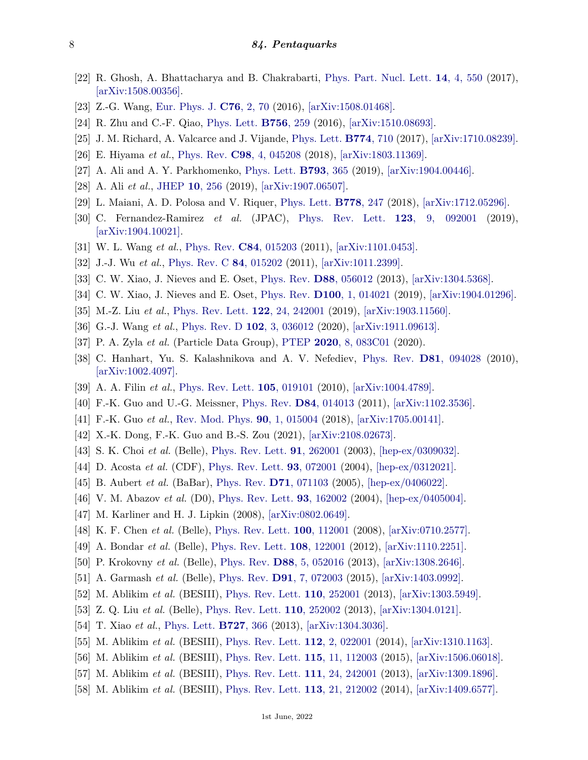[22] R. Ghosh, A. Bhattacharya and B. Chakrabarti, Phys. Part. Nucl. Lett. **14**, 4, 550 (2017), [arXiv:1508.00356].

[23] Z.-G. Wang, Eur. Phys. J. **C76**, 2, 70 (2016), [arXiv:1508.01468].

[24] R. Zhu and C.-F. Qiao, Phys. Lett. **B756**, 259 (2016), [arXiv:1510.08693].

[25] J. M. Richard, A. Valcarce and J. Vijande, Phys. Lett. **B774**, 710 (2017), [arXiv:1710.08239].

[26] E. Hiyama *et al.*, Phys. Rev. **C98**, 4, 045208 (2018), [arXiv:1803.11369].

[27] A. Ali and A. Y. Parkhomenko, Phys. Lett. **B793**, 365 (2019), [arXiv:1904.00446].

[28] A. Ali *et al.*, JHEP **10**, 256 (2019), [arXiv:1907.06507].

[29] L. Maiani, A. D. Polosa and V. Riquer, Phys. Lett. **B778**, 247 (2018), [arXiv:1712.05296].

[30] C. Fernandez-Ramirez *et al.* (JPAC), Phys. Rev. Lett. **123**, 9, 092001 (2019), [arXiv:1904.10021].

[31] W. L. Wang *et al.*, Phys. Rev. **C84**, 015203 (2011), [arXiv:1101.0453].

[32] J.-J. Wu *et al.*, Phys. Rev. C **84**, 015202 (2011), [arXiv:1011.2399].

[33] C. W. Xiao, J. Nieves and E. Oset, Phys. Rev. **D88**, 056012 (2013), [arXiv:1304.5368].

[34] C. W. Xiao, J. Nieves and E. Oset, Phys. Rev. **D100**, 1, 014021 (2019), [arXiv:1904.01296].

[35] M.-Z. Liu *et al.*, Phys. Rev. Lett. **122**, 24, 242001 (2019), [arXiv:1903.11560].

[36] G.-J. Wang *et al.*, Phys. Rev. D **102**, 3, 036012 (2020), [arXiv:1911.09613].

[37] P. A. Zyla *et al.* (Particle Data Group), PTEP **2020**, 8, 083C01 (2020).

[38] C. Hanhart, Yu. S. Kalashnikova and A. V. Nefediev, Phys. Rev. **D81**, 094028 (2010), [arXiv:1002.4097].

[39] A. A. Filin *et al.*, Phys. Rev. Lett. **105**, 019101 (2010), [arXiv:1004.4789].

[40] F.-K. Guo and U.-G. Meissner, Phys. Rev. **D84**, 014013 (2011), [arXiv:1102.3536].

[41] F.-K. Guo *et al.*, Rev. Mod. Phys. **90**, 1, 015004 (2018), [arXiv:1705.00141].

[42] X.-K. Dong, F.-K. Guo and B.-S. Zou (2021), [arXiv:2108.02673].

[43] S. K. Choi *et al.* (Belle), Phys. Rev. Lett. **91**, 262001 (2003), [hep-ex/0309032].

[44] D. Acosta *et al.* (CDF), Phys. Rev. Lett. **93**, 072001 (2004), [hep-ex/0312021].

[45] B. Aubert *et al.* (BaBar), Phys. Rev. **D71**, 071103 (2005), [hep-ex/0406022].

[46] V. M. Abazov *et al.* (D0), Phys. Rev. Lett. **93**, 162002 (2004), [hep-ex/0405004].

[47] M. Karliner and H. J. Lipkin (2008), [arXiv:0802.0649].

[48] K. F. Chen *et al.* (Belle), Phys. Rev. Lett. **100**, 112001 (2008), [arXiv:0710.2577].

[49] A. Bondar *et al.* (Belle), Phys. Rev. Lett. **108**, 122001 (2012), [arXiv:1110.2251].

[50] P. Krokovny *et al.* (Belle), Phys. Rev. **D88**, 5, 052016 (2013), [arXiv:1308.2646].

[51] A. Garmash *et al.* (Belle), Phys. Rev. **D91**, 7, 072003 (2015), [arXiv:1403.0992].

[52] M. Ablikim *et al.* (BESIII), Phys. Rev. Lett. **110**, 252001 (2013), [arXiv:1303.5949].

[53] Z. Q. Liu *et al.* (Belle), Phys. Rev. Lett. **110**, 252002 (2013), [arXiv:1304.0121].

[54] T. Xiao *et al.*, Phys. Lett. **B727**, 366 (2013), [arXiv:1304.3036].

[55] M. Ablikim *et al.* (BESIII), Phys. Rev. Lett. **112**, 2, 022001 (2014), [arXiv:1310.1163].

[56] M. Ablikim *et al.* (BESIII), Phys. Rev. Lett. **115**, 11, 112003 (2015), [arXiv:1506.06018].

[57] M. Ablikim *et al.* (BESIII), Phys. Rev. Lett. **111**, 24, 242001 (2013), [arXiv:1309.1896].

[58] M. Ablikim *et al.* (BESIII), Phys. Rev. Lett. **113**, 21, 212002 (2014), [arXiv:1409.6577].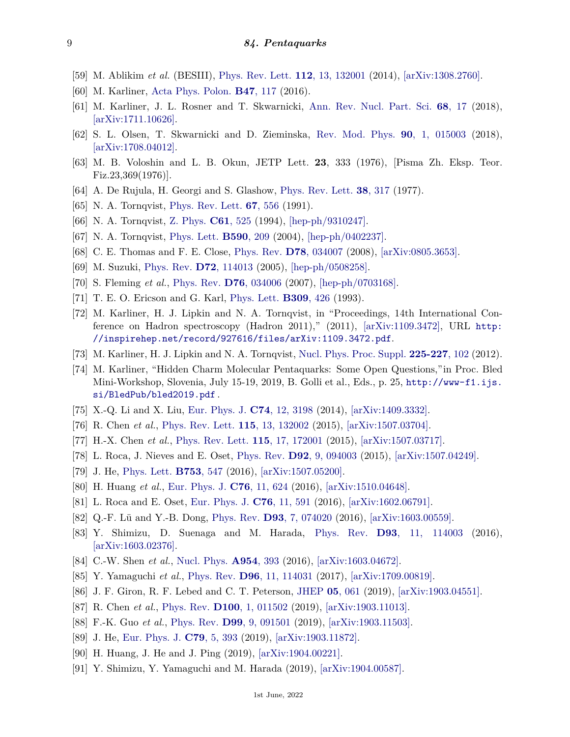[59] M. Ablikim *et al.* (BESIII), Phys. Rev. Lett. **112**, 13, 132001 (2014), [arXiv:1308.2760].

[60] M. Karliner, Acta Phys. Polon. **B47**, 117 (2016).

[61] M. Karliner, J. L. Rosner and T. Skwarnicki, Ann. Rev. Nucl. Part. Sci. **68**, 17 (2018), [arXiv:1711.10626].

[62] S. L. Olsen, T. Skwarnicki and D. Zieminska, Rev. Mod. Phys. **90**, 1, 015003 (2018), [arXiv:1708.04012].

[63] M. B. Voloshin and L. B. Okun, JETP Lett. **23**, 333 (1976), [Pisma Zh. Eksp. Teor. Fiz.23,369(1976)].

[64] A. De Rujula, H. Georgi and S. Glashow, Phys. Rev. Lett. **38**, 317 (1977).

[65] N. A. Tornqvist, Phys. Rev. Lett. **67**, 556 (1991).

[66] N. A. Tornqvist, Z. Phys. **C61**, 525 (1994), [hep-ph/9310247].

[67] N. A. Tornqvist, Phys. Lett. **B590**, 209 (2004), [hep-ph/0402237].

[68] C. E. Thomas and F. E. Close, Phys. Rev. **D78**, 034007 (2008), [arXiv:0805.3653].

[69] M. Suzuki, Phys. Rev. **D72**, 114013 (2005), [hep-ph/0508258].

[70] S. Fleming *et al.*, Phys. Rev. **D76**, 034006 (2007), [hep-ph/0703168].

[71] T. E. O. Ericson and G. Karl, Phys. Lett. **B309**, 426 (1993).

[72] M. Karliner, H. J. Lipkin and N. A. Tornqvist, in "Proceedings, 14th International Conference on Hadron spectroscopy (Hadron 2011)," (2011), [arXiv:1109.3472], URL `http://inspirehep.net/record/927616/files/arXiv:1109.3472.pdf`.

[73] M. Karliner, H. J. Lipkin and N. A. Tornqvist, Nucl. Phys. Proc. Suppl. **225-227**, 102 (2012).

[74] M. Karliner, "Hidden Charm Molecular Pentaquarks: Some Open Questions,"in Proc. Bled Mini-Workshop, Slovenia, July 15-19, 2019, B. Golli et al., Eds., p. 25, `http://www-f1.ijs.si/BledPub/bled2019.pdf` .

[75] X.-Q. Li and X. Liu, Eur. Phys. J. **C74**, 12, 3198 (2014), [arXiv:1409.3332].

[76] R. Chen *et al.*, Phys. Rev. Lett. **115**, 13, 132002 (2015), [arXiv:1507.03704].

[77] H.-X. Chen *et al.*, Phys. Rev. Lett. **115**, 17, 172001 (2015), [arXiv:1507.03717].

[78] L. Roca, J. Nieves and E. Oset, Phys. Rev. **D92**, 9, 094003 (2015), [arXiv:1507.04249].

[79] J. He, Phys. Lett. **B753**, 547 (2016), [arXiv:1507.05200].

[80] H. Huang *et al.*, Eur. Phys. J. **C76**, 11, 624 (2016), [arXiv:1510.04648].

[81] L. Roca and E. Oset, Eur. Phys. J. **C76**, 11, 591 (2016), [arXiv:1602.06791].

[82] Q.-F. Lü and Y.-B. Dong, Phys. Rev. **D93**, 7, 074020 (2016), [arXiv:1603.00559].

[83] Y. Shimizu, D. Suenaga and M. Harada, Phys. Rev. **D93**, 11, 114003 (2016), [arXiv:1603.02376].

[84] C.-W. Shen *et al.*, Nucl. Phys. **A954**, 393 (2016), [arXiv:1603.04672].

[85] Y. Yamaguchi *et al.*, Phys. Rev. **D96**, 11, 114031 (2017), [arXiv:1709.00819].

[86] J. F. Giron, R. F. Lebed and C. T. Peterson, JHEP **05**, 061 (2019), [arXiv:1903.04551].

[87] R. Chen *et al.*, Phys. Rev. **D100**, 1, 011502 (2019), [arXiv:1903.11013].

[88] F.-K. Guo *et al.*, Phys. Rev. **D99**, 9, 091501 (2019), [arXiv:1903.11503].

[89] J. He, Eur. Phys. J. **C79**, 5, 393 (2019), [arXiv:1903.11872].

[90] H. Huang, J. He and J. Ping (2019), [arXiv:1904.00221].

[91] Y. Shimizu, Y. Yamaguchi and M. Harada (2019), [arXiv:1904.00587].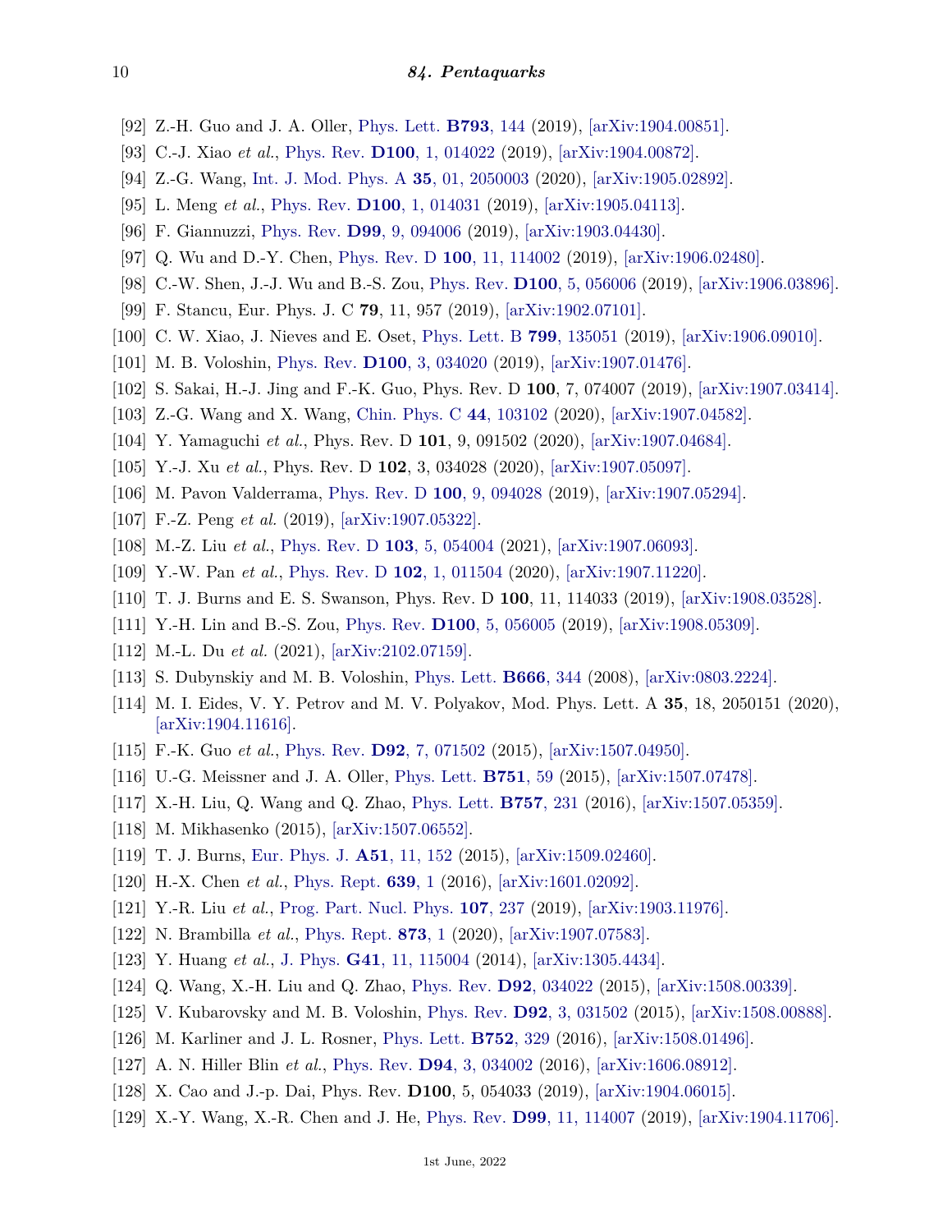[92] Z.-H. Guo and J. A. Oller, Phys. Lett. **B793**, 144 (2019), [arXiv:1904.00851].

[93] C.-J. Xiao *et al.*, Phys. Rev. **D100**, 1, 014022 (2019), [arXiv:1904.00872].

[94] Z.-G. Wang, Int. J. Mod. Phys. A **35**, 01, 2050003 (2020), [arXiv:1905.02892].

[95] L. Meng *et al.*, Phys. Rev. **D100**, 1, 014031 (2019), [arXiv:1905.04113].

[96] F. Giannuzzi, Phys. Rev. **D99**, 9, 094006 (2019), [arXiv:1903.04430].

[97] Q. Wu and D.-Y. Chen, Phys. Rev. D **100**, 11, 114002 (2019), [arXiv:1906.02480].

[98] C.-W. Shen, J.-J. Wu and B.-S. Zou, Phys. Rev. **D100**, 5, 056006 (2019), [arXiv:1906.03896].

[99] F. Stancu, Eur. Phys. J. C **79**, 11, 957 (2019), [arXiv:1902.07101].

[100] C. W. Xiao, J. Nieves and E. Oset, Phys. Lett. B **799**, 135051 (2019), [arXiv:1906.09010].

[101] M. B. Voloshin, Phys. Rev. **D100**, 3, 034020 (2019), [arXiv:1907.01476].

[102] S. Sakai, H.-J. Jing and F.-K. Guo, Phys. Rev. D **100**, 7, 074007 (2019), [arXiv:1907.03414].

[103] Z.-G. Wang and X. Wang, Chin. Phys. C **44**, 103102 (2020), [arXiv:1907.04582].

[104] Y. Yamaguchi *et al.*, Phys. Rev. D **101**, 9, 091502 (2020), [arXiv:1907.04684].

[105] Y.-J. Xu *et al.*, Phys. Rev. D **102**, 3, 034028 (2020), [arXiv:1907.05097].

[106] M. Pavon Valderrama, Phys. Rev. D **100**, 9, 094028 (2019), [arXiv:1907.05294].

[107] F.-Z. Peng *et al.* (2019), [arXiv:1907.05322].

[108] M.-Z. Liu *et al.*, Phys. Rev. D **103**, 5, 054004 (2021), [arXiv:1907.06093].

[109] Y.-W. Pan *et al.*, Phys. Rev. D **102**, 1, 011504 (2020), [arXiv:1907.11220].

[110] T. J. Burns and E. S. Swanson, Phys. Rev. D **100**, 11, 114033 (2019), [arXiv:1908.03528].

[111] Y.-H. Lin and B.-S. Zou, Phys. Rev. **D100**, 5, 056005 (2019), [arXiv:1908.05309].

[112] M.-L. Du *et al.* (2021), [arXiv:2102.07159].

[113] S. Dubynskiy and M. B. Voloshin, Phys. Lett. **B666**, 344 (2008), [arXiv:0803.2224].

[114] M. I. Eides, V. Y. Petrov and M. V. Polyakov, Mod. Phys. Lett. A **35**, 18, 2050151 (2020), [arXiv:1904.11616].

[115] F.-K. Guo *et al.*, Phys. Rev. **D92**, 7, 071502 (2015), [arXiv:1507.04950].

[116] U.-G. Meissner and J. A. Oller, Phys. Lett. **B751**, 59 (2015), [arXiv:1507.07478].

[117] X.-H. Liu, Q. Wang and Q. Zhao, Phys. Lett. **B757**, 231 (2016), [arXiv:1507.05359].

[118] M. Mikhasenko (2015), [arXiv:1507.06552].

[119] T. J. Burns, Eur. Phys. J. **A51**, 11, 152 (2015), [arXiv:1509.02460].

[120] H.-X. Chen *et al.*, Phys. Rept. **639**, 1 (2016), [arXiv:1601.02092].

[121] Y.-R. Liu *et al.*, Prog. Part. Nucl. Phys. **107**, 237 (2019), [arXiv:1903.11976].

[122] N. Brambilla *et al.*, Phys. Rept. **873**, 1 (2020), [arXiv:1907.07583].

[123] Y. Huang *et al.*, J. Phys. **G41**, 11, 115004 (2014), [arXiv:1305.4434].

[124] Q. Wang, X.-H. Liu and Q. Zhao, Phys. Rev. **D92**, 034022 (2015), [arXiv:1508.00339].

[125] V. Kubarovsky and M. B. Voloshin, Phys. Rev. **D92**, 3, 031502 (2015), [arXiv:1508.00888].

[126] M. Karliner and J. L. Rosner, Phys. Lett. **B752**, 329 (2016), [arXiv:1508.01496].

[127] A. N. Hiller Blin *et al.*, Phys. Rev. **D94**, 3, 034002 (2016), [arXiv:1606.08912].

[128] X. Cao and J.-p. Dai, Phys. Rev. **D100**, 5, 054033 (2019), [arXiv:1904.06015].

[129] X.-Y. Wang, X.-R. Chen and J. He, Phys. Rev. **D99**, 11, 114007 (2019), [arXiv:1904.11706].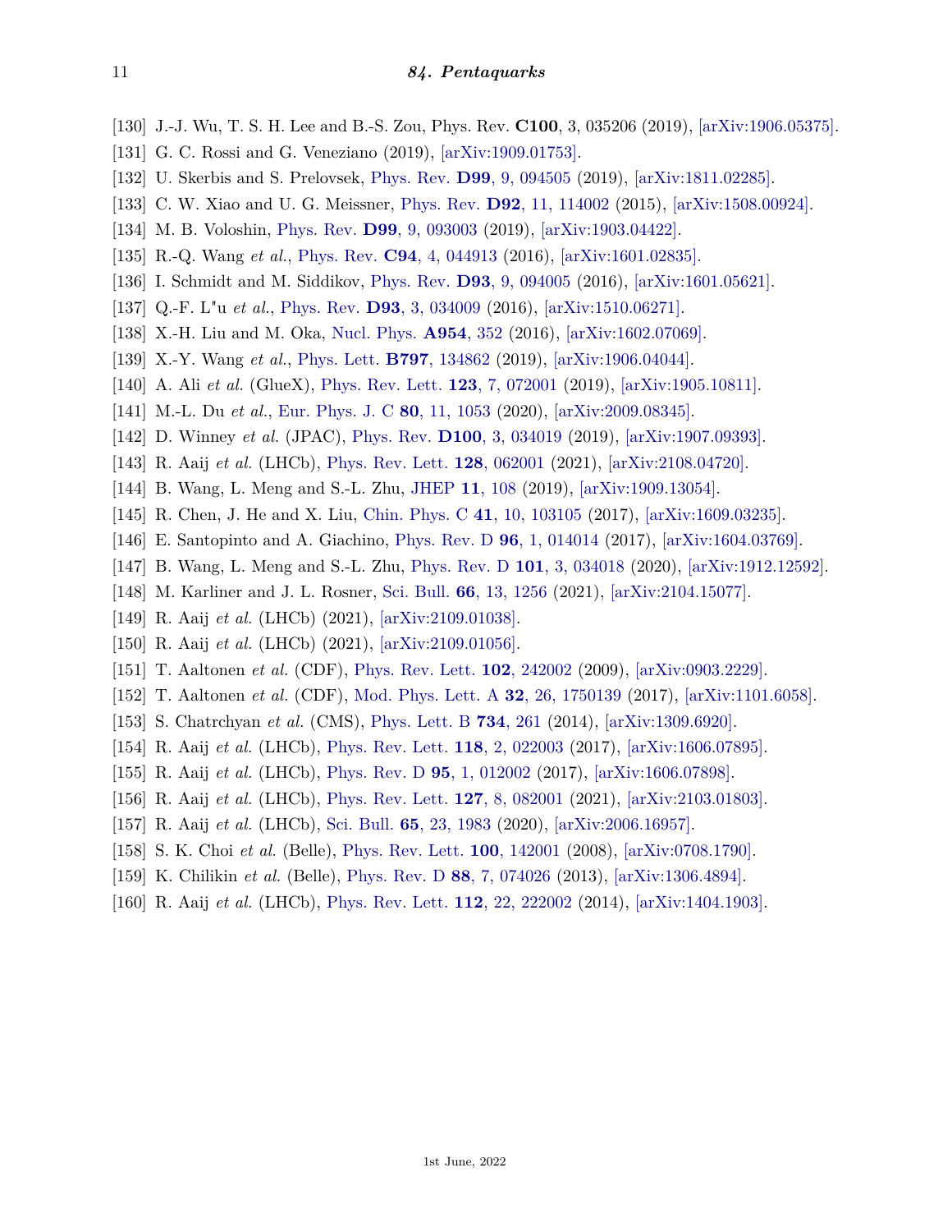[130] J.-J. Wu, T. S. H. Lee and B.-S. Zou, Phys. Rev. **C100**, 3, 035206 (2019), [arXiv:1906.05375].

[131] G. C. Rossi and G. Veneziano (2019), [arXiv:1909.01753].

[132] U. Skerbis and S. Prelovsek, Phys. Rev. **D99**, 9, 094505 (2019), [arXiv:1811.02285].

[133] C. W. Xiao and U. G. Meissner, Phys. Rev. **D92**, 11, 114002 (2015), [arXiv:1508.00924].

[134] M. B. Voloshin, Phys. Rev. **D99**, 9, 093003 (2019), [arXiv:1903.04422].

[135] R.-Q. Wang *et al.*, Phys. Rev. **C94**, 4, 044913 (2016), [arXiv:1601.02835].

[136] I. Schmidt and M. Siddikov, Phys. Rev. **D93**, 9, 094005 (2016), [arXiv:1601.05621].

[137] Q.-F. L"u *et al.*, Phys. Rev. **D93**, 3, 034009 (2016), [arXiv:1510.06271].

[138] X.-H. Liu and M. Oka, Nucl. Phys. **A954**, 352 (2016), [arXiv:1602.07069].

[139] X.-Y. Wang *et al.*, Phys. Lett. **B797**, 134862 (2019), [arXiv:1906.04044].

[140] A. Ali *et al.* (GlueX), Phys. Rev. Lett. **123**, 7, 072001 (2019), [arXiv:1905.10811].

[141] M.-L. Du *et al.*, Eur. Phys. J. C **80**, 11, 1053 (2020), [arXiv:2009.08345].

[142] D. Winney *et al.* (JPAC), Phys. Rev. **D100**, 3, 034019 (2019), [arXiv:1907.09393].

[143] R. Aaij *et al.* (LHCb), Phys. Rev. Lett. **128**, 062001 (2021), [arXiv:2108.04720].

[144] B. Wang, L. Meng and S.-L. Zhu, JHEP **11**, 108 (2019), [arXiv:1909.13054].

[145] R. Chen, J. He and X. Liu, Chin. Phys. C **41**, 10, 103105 (2017), [arXiv:1609.03235].

[146] E. Santopinto and A. Giachino, Phys. Rev. D **96**, 1, 014014 (2017), [arXiv:1604.03769].

[147] B. Wang, L. Meng and S.-L. Zhu, Phys. Rev. D **101**, 3, 034018 (2020), [arXiv:1912.12592].

[148] M. Karliner and J. L. Rosner, Sci. Bull. **66**, 13, 1256 (2021), [arXiv:2104.15077].

[149] R. Aaij *et al.* (LHCb) (2021), [arXiv:2109.01038].

[150] R. Aaij *et al.* (LHCb) (2021), [arXiv:2109.01056].

[151] T. Aaltonen *et al.* (CDF), Phys. Rev. Lett. **102**, 242002 (2009), [arXiv:0903.2229].

[152] T. Aaltonen *et al.* (CDF), Mod. Phys. Lett. A **32**, 26, 1750139 (2017), [arXiv:1101.6058].

[153] S. Chatrchyan *et al.* (CMS), Phys. Lett. B **734**, 261 (2014), [arXiv:1309.6920].

[154] R. Aaij *et al.* (LHCb), Phys. Rev. Lett. **118**, 2, 022003 (2017), [arXiv:1606.07895].

[155] R. Aaij *et al.* (LHCb), Phys. Rev. D **95**, 1, 012002 (2017), [arXiv:1606.07898].

[156] R. Aaij *et al.* (LHCb), Phys. Rev. Lett. **127**, 8, 082001 (2021), [arXiv:2103.01803].

[157] R. Aaij *et al.* (LHCb), Sci. Bull. **65**, 23, 1983 (2020), [arXiv:2006.16957].

[158] S. K. Choi *et al.* (Belle), Phys. Rev. Lett. **100**, 142001 (2008), [arXiv:0708.1790].

[159] K. Chilikin *et al.* (Belle), Phys. Rev. D **88**, 7, 074026 (2013), [arXiv:1306.4894].

[160] R. Aaij *et al.* (LHCb), Phys. Rev. Lett. **112**, 22, 222002 (2014), [arXiv:1404.1903].